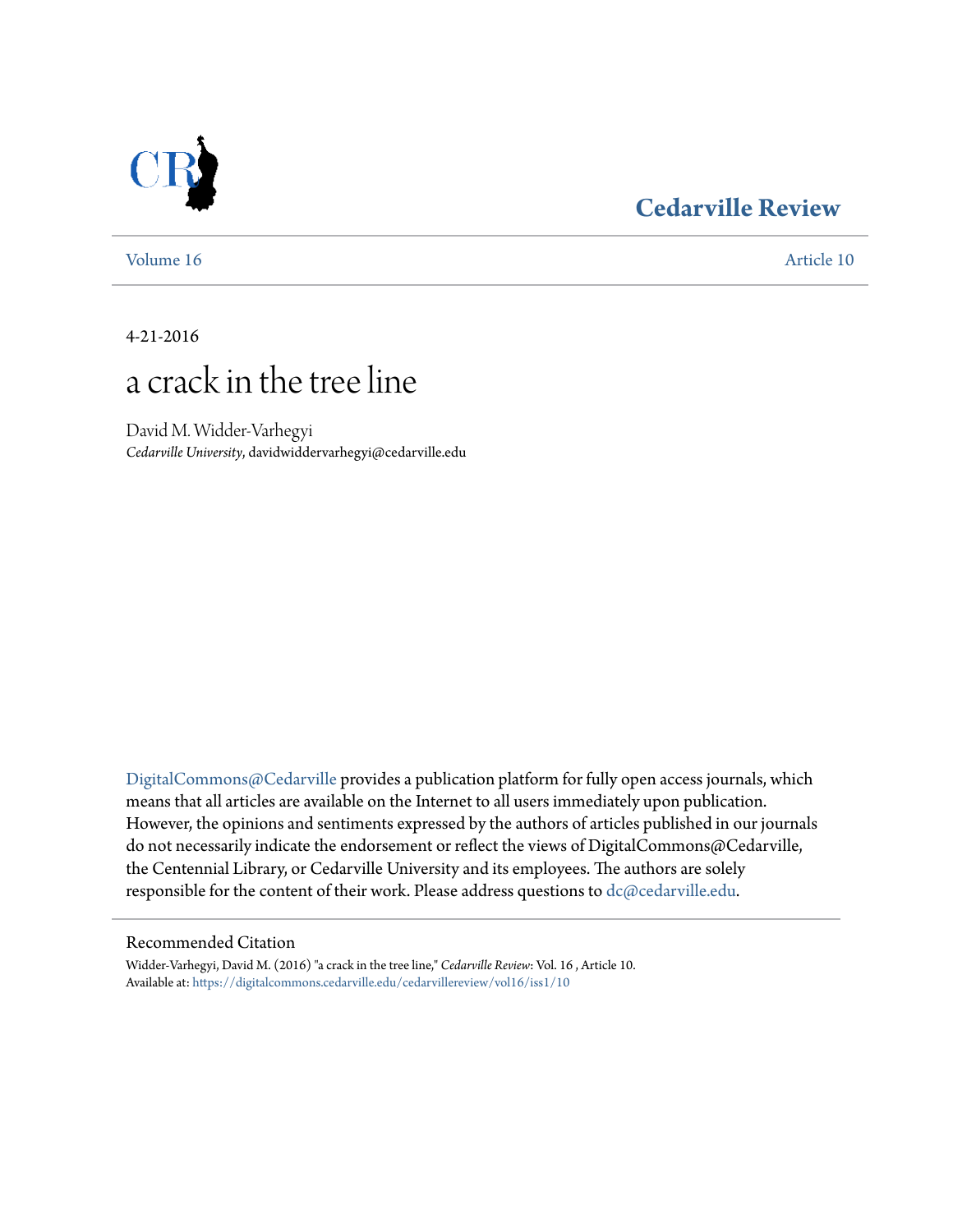Cedarville Review

Volume 16 | Article 10

4-21-2016

# a crack in the tree line

David M. Widder-Varhegyi
*Cedarville University*, davidwiddervarhegyi@cedarville.edu

DigitalCommons@Cedarville provides a publication platform for fully open access journals, which means that all articles are available on the Internet to all users immediately upon publication. However, the opinions and sentiments expressed by the authors of articles published in our journals do not necessarily indicate the endorsement or reflect the views of DigitalCommons@Cedarville, the Centennial Library, or Cedarville University and its employees. The authors are solely responsible for the content of their work. Please address questions to dc@cedarville.edu.

## Recommended Citation

Widder-Varhegyi, David M. (2016) "a crack in the tree line," *Cedarville Review*: Vol. 16 , Article 10.
Available at: https://digitalcommons.cedarville.edu/cedarvillereview/vol16/iss1/10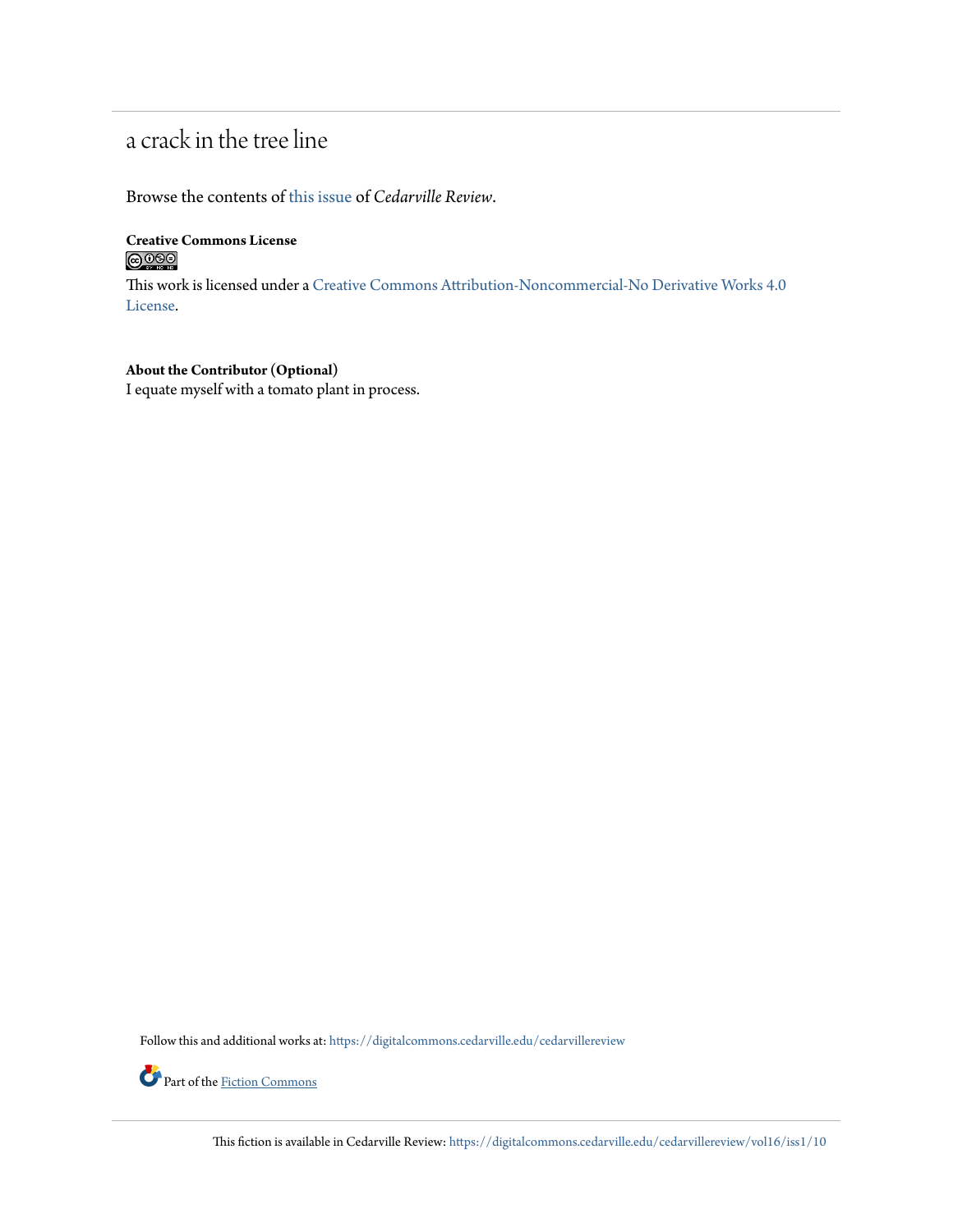# a crack in the tree line

Browse the contents of this issue of *Cedarville Review*.

**Creative Commons License**

This work is licensed under a Creative Commons Attribution-Noncommercial-No Derivative Works 4.0 License.

**About the Contributor (Optional)**
I equate myself with a tomato plant in process.

Follow this and additional works at: https://digitalcommons.cedarville.edu/cedarvillereview

Part of the Fiction Commons

This fiction is available in Cedarville Review: https://digitalcommons.cedarville.edu/cedarvillereview/vol16/iss1/10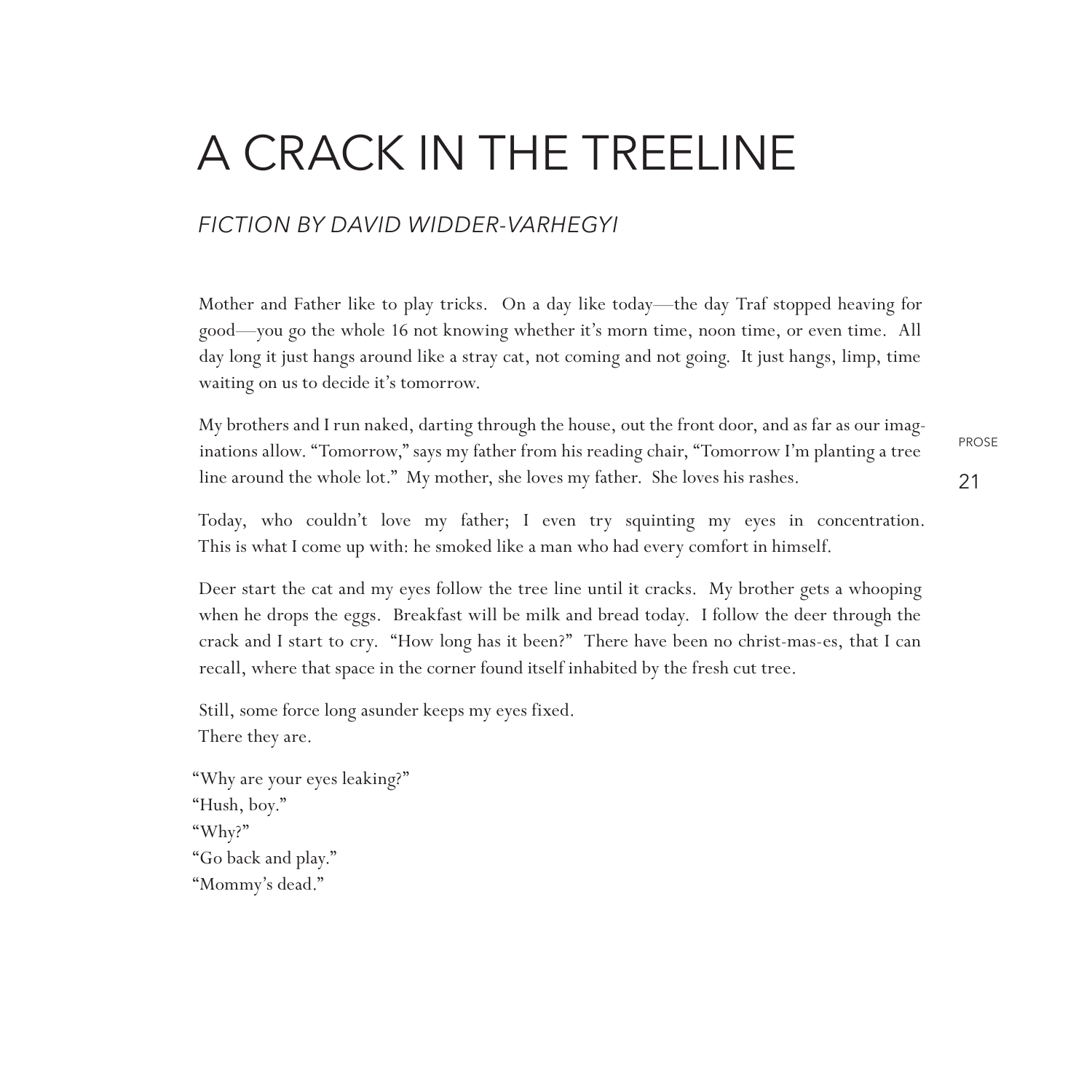# A CRACK IN THE TREELINE

*FICTION BY DAVID WIDDER-VARHEGYI*

Mother and Father like to play tricks. On a day like today—the day Traf stopped heaving for good—you go the whole 16 not knowing whether it's morn time, noon time, or even time. All day long it just hangs around like a stray cat, not coming and not going. It just hangs, limp, time waiting on us to decide it's tomorrow.

My brothers and I run naked, darting through the house, out the front door, and as far as our imaginations allow. "Tomorrow," says my father from his reading chair, "Tomorrow I'm planting a tree line around the whole lot." My mother, she loves my father. She loves his rashes.

Today, who couldn't love my father; I even try squinting my eyes in concentration. This is what I come up with: he smoked like a man who had every comfort in himself.

Deer start the cat and my eyes follow the tree line until it cracks. My brother gets a whooping when he drops the eggs. Breakfast will be milk and bread today. I follow the deer through the crack and I start to cry. "How long has it been?" There have been no christ-mas-es, that I can recall, where that space in the corner found itself inhabited by the fresh cut tree.

Still, some force long asunder keeps my eyes fixed.
There they are.

"Why are your eyes leaking?"
"Hush, boy."
"Why?"
"Go back and play."
"Mommy's dead."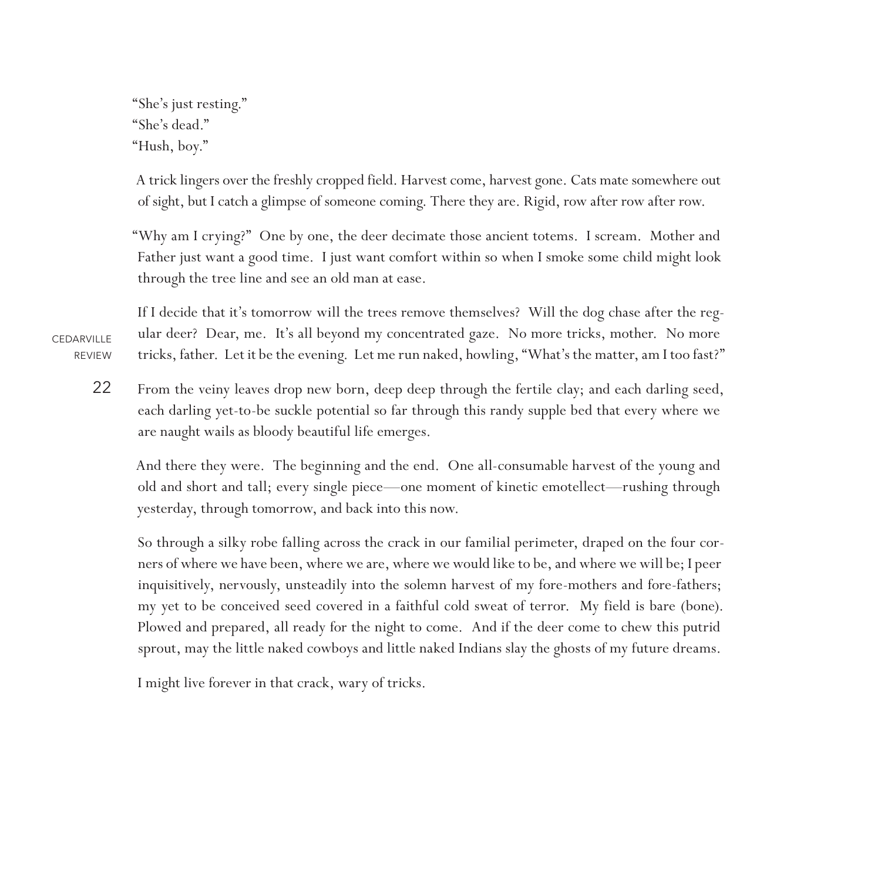"She's just resting."
"She's dead."
"Hush, boy."

A trick lingers over the freshly cropped field. Harvest come, harvest gone. Cats mate somewhere out of sight, but I catch a glimpse of someone coming. There they are. Rigid, row after row after row.

"Why am I crying?" One by one, the deer decimate those ancient totems. I scream. Mother and Father just want a good time. I just want comfort within so when I smoke some child might look through the tree line and see an old man at ease.

If I decide that it's tomorrow will the trees remove themselves? Will the dog chase after the regular deer? Dear, me. It's all beyond my concentrated gaze. No more tricks, mother. No more tricks, father. Let it be the evening. Let me run naked, howling, "What's the matter, am I too fast?"

From the veiny leaves drop new born, deep deep through the fertile clay; and each darling seed, each darling yet-to-be suckle potential so far through this randy supple bed that every where we are naught wails as bloody beautiful life emerges.

And there they were. The beginning and the end. One all-consumable harvest of the young and old and short and tall; every single piece—one moment of kinetic emotellect—rushing through yesterday, through tomorrow, and back into this now.

So through a silky robe falling across the crack in our familial perimeter, draped on the four corners of where we have been, where we are, where we would like to be, and where we will be; I peer inquisitively, nervously, unsteadily into the solemn harvest of my fore-mothers and fore-fathers; my yet to be conceived seed covered in a faithful cold sweat of terror. My field is bare (bone). Plowed and prepared, all ready for the night to come. And if the deer come to chew this putrid sprout, may the little naked cowboys and little naked Indians slay the ghosts of my future dreams.

I might live forever in that crack, wary of tricks.